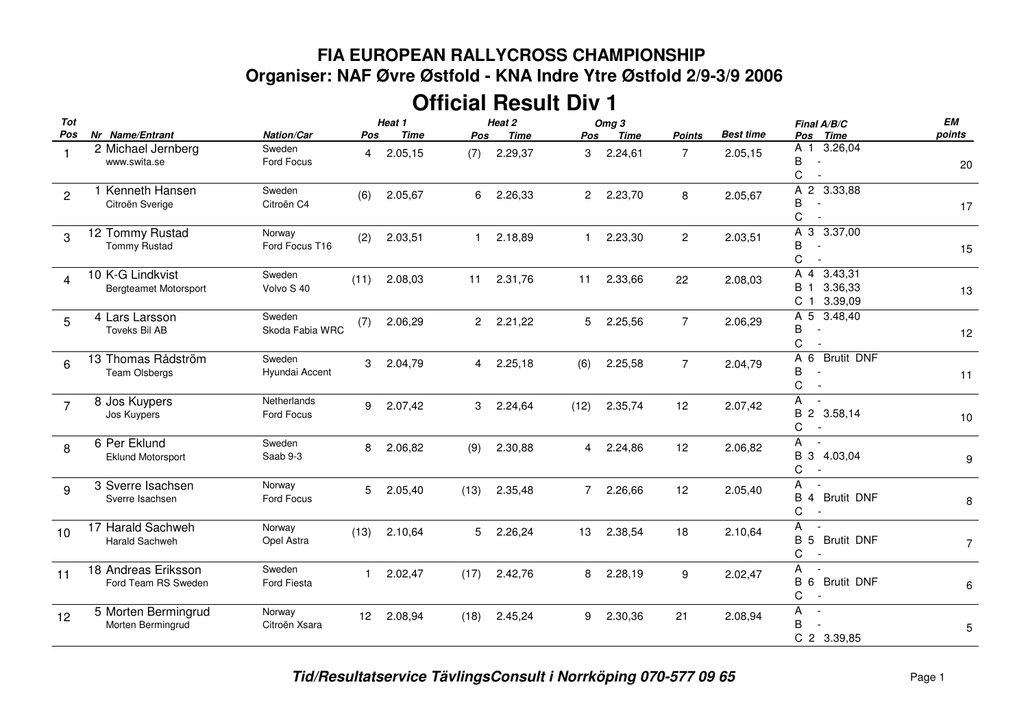# FIA EUROPEAN RALLYCROSS CHAMPIONSHIP

## Organiser: NAF Øvre Østfold - KNA Indre Ytre Østfold 2/9-3/9 2006

## Official Result Div 1

| Tot Pos | Nr | Name/Entrant | Nation/Car | Heat 1 Pos | Heat 1 Time | Heat 2 Pos | Heat 2 Time | Omg 3 Pos | Omg 3 Time | Points | Best time | Final A/B/C Pos Time | EM points |
|---|---|---|---|---|---|---|---|---|---|---|---|---|---|
| 1 | 2 | Michael Jernberg<br>www.swita.se | Sweden<br>Ford Focus | 4 | 2.05,15 | (7) | 2.29,37 | 3 | 2.24,61 | 7 | 2.05,15 | A 1 3.26,04<br>B -<br>C - | 20 |
| 2 | 1 | Kenneth Hansen<br>Citroën Sverige | Sweden<br>Citroën C4 | (6) | 2.05,67 | 6 | 2.26,33 | 2 | 2.23,70 | 8 | 2.05,67 | A 2 3.33,88<br>B -<br>C - | 17 |
| 3 | 12 | Tommy Rustad<br>Tommy Rustad | Norway<br>Ford Focus T16 | (2) | 2.03,51 | 1 | 2.18,89 | 1 | 2.23,30 | 2 | 2.03,51 | A 3 3.37,00<br>B -<br>C - | 15 |
| 4 | 10 | K-G Lindkvist<br>Bergteamet Motorsport | Sweden<br>Volvo S 40 | (11) | 2.08,03 | 11 | 2.31,76 | 11 | 2.33,66 | 22 | 2.08,03 | A 4 3.43,31<br>B 1 3.36,33<br>C 1 3.39,09 | 13 |
| 5 | 4 | Lars Larsson<br>Toveks Bil AB | Sweden<br>Skoda Fabia WRC | (7) | 2.06,29 | 2 | 2.21,22 | 5 | 2.25,56 | 7 | 2.06,29 | A 5 3.48,40<br>B -<br>C - | 12 |
| 6 | 13 | Thomas Rådström<br>Team Olsbergs | Sweden<br>Hyundai Accent | 3 | 2.04,79 | 4 | 2.25,18 | (6) | 2.25,58 | 7 | 2.04,79 | A 6 Brutit DNF<br>B -<br>C - | 11 |
| 7 | 8 | Jos Kuypers<br>Jos Kuypers | Netherlands<br>Ford Focus | 9 | 2.07,42 | 3 | 2.24,64 | (12) | 2.35,74 | 12 | 2.07,42 | A -<br>B 2 3.58,14<br>C - | 10 |
| 8 | 6 | Per Eklund<br>Eklund Motorsport | Sweden<br>Saab 9-3 | 8 | 2.06,82 | (9) | 2.30,88 | 4 | 2.24,86 | 12 | 2.06,82 | A -<br>B 3 4.03,04<br>C - | 9 |
| 9 | 3 | Sverre Isachsen<br>Sverre Isachsen | Norway<br>Ford Focus | 5 | 2.05,40 | (13) | 2.35,48 | 7 | 2.26,66 | 12 | 2.05,40 | A -<br>B 4 Brutit DNF<br>C - | 8 |
| 10 | 17 | Harald Sachweh<br>Harald Sachweh | Norway<br>Opel Astra | (13) | 2.10,64 | 5 | 2.26,24 | 13 | 2.38,54 | 18 | 2.10,64 | A -<br>B 5 Brutit DNF<br>C - | 7 |
| 11 | 18 | Andreas Eriksson<br>Ford Team RS Sweden | Sweden<br>Ford Fiesta | 1 | 2.02,47 | (17) | 2.42,76 | 8 | 2.28,19 | 9 | 2.02,47 | A -<br>B 6 Brutit DNF<br>C - | 6 |
| 12 | 5 | Morten Bermingrud<br>Morten Bermingrud | Norway<br>Citroën Xsara | 12 | 2.08,94 | (18) | 2.45,24 | 9 | 2.30,36 | 21 | 2.08,94 | A -<br>B -<br>C 2 3.39,85 | 5 |

*Tid/Resultatservice TävlingsConsult i Norrköping 070-577 09 65*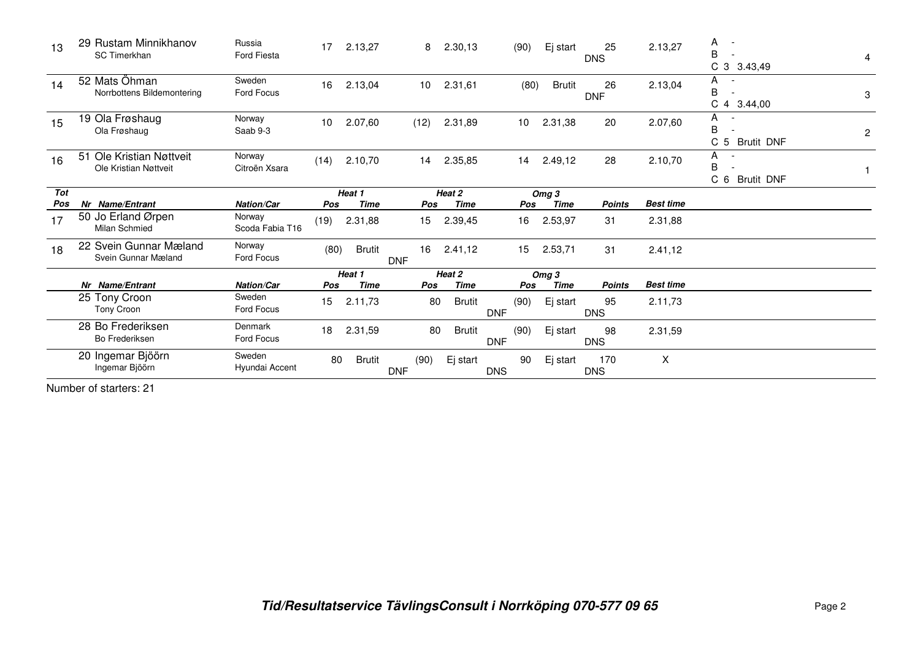| Tot Pos | Nr | Name/Entrant | Nation/Car | Heat 1 Pos | Heat 1 Time | Heat 2 Pos | Heat 2 Time | Omg 3 Pos | Omg 3 Time | Points | Best time | Final | |
|---|---|---|---|---|---|---|---|---|---|---|---|---|---|
| 13 | 29 | Rustam Minnikhanov<br>SC Timerkhan | Russia<br>Ford Fiesta | 17 | 2.13,27 | 8 | 2.30,13 | (90) | Ej start | 25<br>DNS | 2.13,27 | A -<br>B -<br>C 3 3.43,49 | 4 |
| 14 | 52 | Mats Öhman<br>Norrbottens Bildemontering | Sweden<br>Ford Focus | 16 | 2.13,04 | 10 | 2.31,61 | (80) | Brutit | 26<br>DNF | 2.13,04 | A -<br>B -<br>C 4 3.44,00 | 3 |
| 15 | 19 | Ola Frøshaug<br>Ola Frøshaug | Norway<br>Saab 9-3 | 10 | 2.07,60 | (12) | 2.31,89 | 10 | 2.31,38 | 20 | 2.07,60 | A -<br>B -<br>C 5 Brutit DNF | 2 |
| 16 | 51 | Ole Kristian Nøttveit<br>Ole Kristian Nøttveit | Norway<br>Citroën Xsara | (14) | 2.10,70 | 14 | 2.35,85 | 14 | 2.49,12 | 28 | 2.10,70 | A -<br>B -<br>C 6 Brutit DNF | 1 |

| Tot Pos | Nr | Name/Entrant | Nation/Car | Heat 1 Pos | Heat 1 Time | Heat 2 Pos | Heat 2 Time | Omg 3 Pos | Omg 3 Time | Points | Best time |
|---|---|---|---|---|---|---|---|---|---|---|---|
| 17 | 50 | Jo Erland Ørpen<br>Milan Schmied | Norway<br>Scoda Fabia T16 | (19) | 2.31,88 | 15 | 2.39,45 | 16 | 2.53,97 | 31 | 2.31,88 |
| 18 | 22 | Svein Gunnar Mæland<br>Svein Gunnar Mæland | Norway<br>Ford Focus | (80) | Brutit<br>DNF | 16 | 2.41,12 | 15 | 2.53,71 | 31 | 2.41,12 |

| Nr | Name/Entrant | Nation/Car | Heat 1 Pos | Heat 1 Time | Heat 2 Pos | Heat 2 Time | Omg 3 Pos | Omg 3 Time | Points | Best time |
|---|---|---|---|---|---|---|---|---|---|---|
| 25 | Tony Croon<br>Tony Croon | Sweden<br>Ford Focus | 15 | 2.11,73 | 80 | Brutit<br>DNF | (90) | Ej start | 95<br>DNS | 2.11,73 |
| 28 | Bo Frederiksen<br>Bo Frederiksen | Denmark<br>Ford Focus | 18 | 2.31,59 | 80 | Brutit<br>DNF | (90) | Ej start | 98<br>DNS | 2.31,59 |
| 20 | Ingemar Bjöörn<br>Ingemar Bjöörn | Sweden<br>Hyundai Accent | 80 | Brutit<br>DNF | (90) | Ej start<br>DNS | 90 | Ej start | 170<br>DNS | X |

Number of starters: 21

***Tid/Resultatservice TävlingsConsult i Norrköping 070-577 09 65***